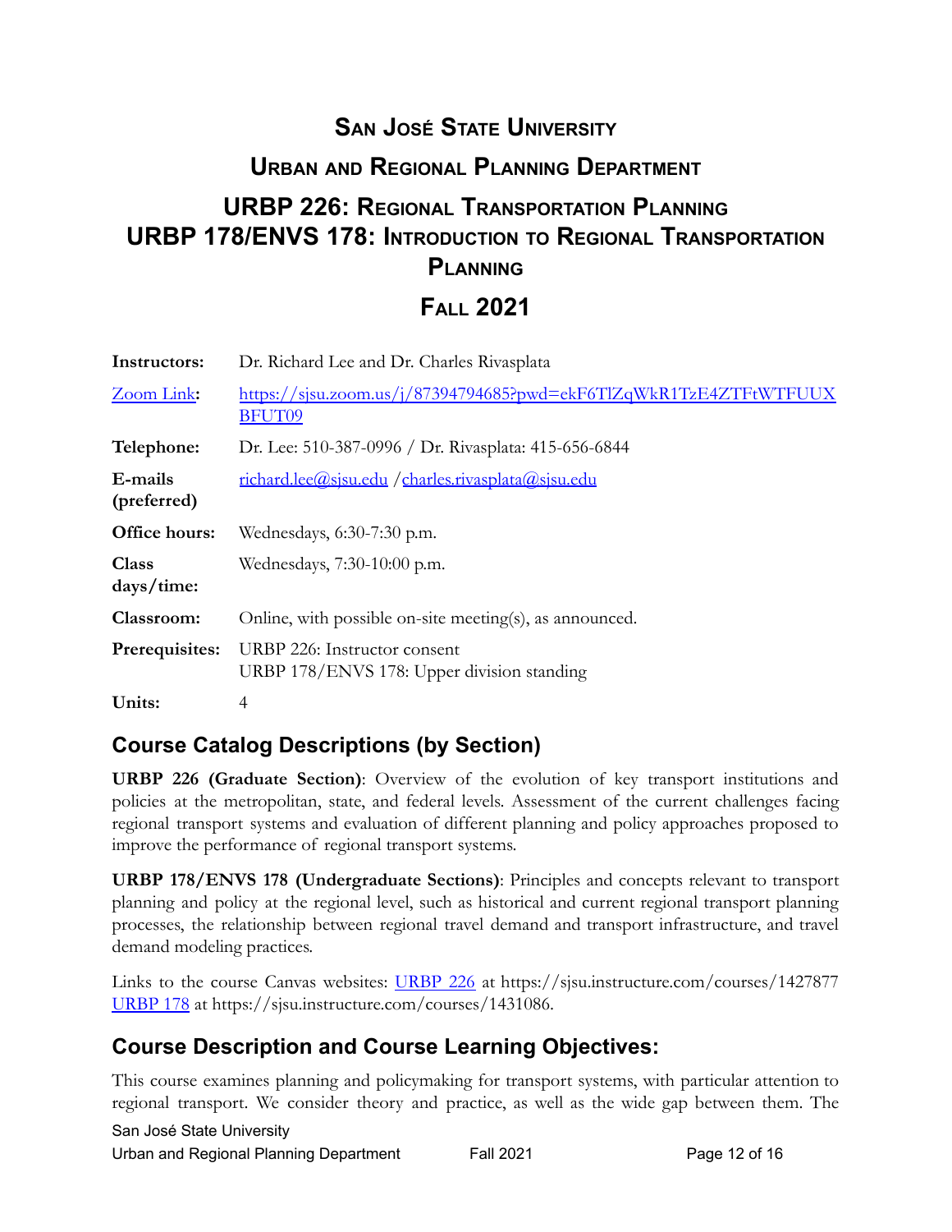# San José State University

## Urban and Regional Planning Department

## URBP 226: Regional Transportation Planning
## URBP 178/ENVS 178: Introduction to Regional Transportation Planning

## Fall 2021

| | |
|---|---|
| **Instructors:** | Dr. Richard Lee and Dr. Charles Rivasplata |
| [Zoom Link](https://sjsu.zoom.us/j/87394794685?pwd=ekF6TlZqWkR1TzE4ZTFtWTFUUXBFUT09)**:** | [https://sjsu.zoom.us/j/87394794685?pwd=ekF6TlZqWkR1TzE4ZTFtWTFUUXBFUT09](https://sjsu.zoom.us/j/87394794685?pwd=ekF6TlZqWkR1TzE4ZTFtWTFUUXBFUT09) |
| **Telephone:** | Dr. Lee: 510-387-0996 / Dr. Rivasplata: 415-656-6844 |
| **E-mails (preferred)** | richard.lee@sjsu.edu / charles.rivasplata@sjsu.edu |
| **Office hours:** | Wednesdays, 6:30-7:30 p.m. |
| **Class days/time:** | Wednesdays, 7:30-10:00 p.m. |
| **Classroom:** | Online, with possible on-site meeting(s), as announced. |
| **Prerequisites:** | URBP 226: Instructor consent<br>URBP 178/ENVS 178: Upper division standing |
| **Units:** | 4 |

## Course Catalog Descriptions (by Section)

**URBP 226 (Graduate Section)**: Overview of the evolution of key transport institutions and policies at the metropolitan, state, and federal levels. Assessment of the current challenges facing regional transport systems and evaluation of different planning and policy approaches proposed to improve the performance of regional transport systems.

**URBP 178/ENVS 178 (Undergraduate Sections)**: Principles and concepts relevant to transport planning and policy at the regional level, such as historical and current regional transport planning processes, the relationship between regional travel demand and transport infrastructure, and travel demand modeling practices.

Links to the course Canvas websites: [URBP 226](https://sjsu.instructure.com/courses/1427877) at https://sjsu.instructure.com/courses/1427877 [URBP 178](https://sjsu.instructure.com/courses/1431086) at https://sjsu.instructure.com/courses/1431086.

## Course Description and Course Learning Objectives:

This course examines planning and policymaking for transport systems, with particular attention to regional transport. We consider theory and practice, as well as the wide gap between them. The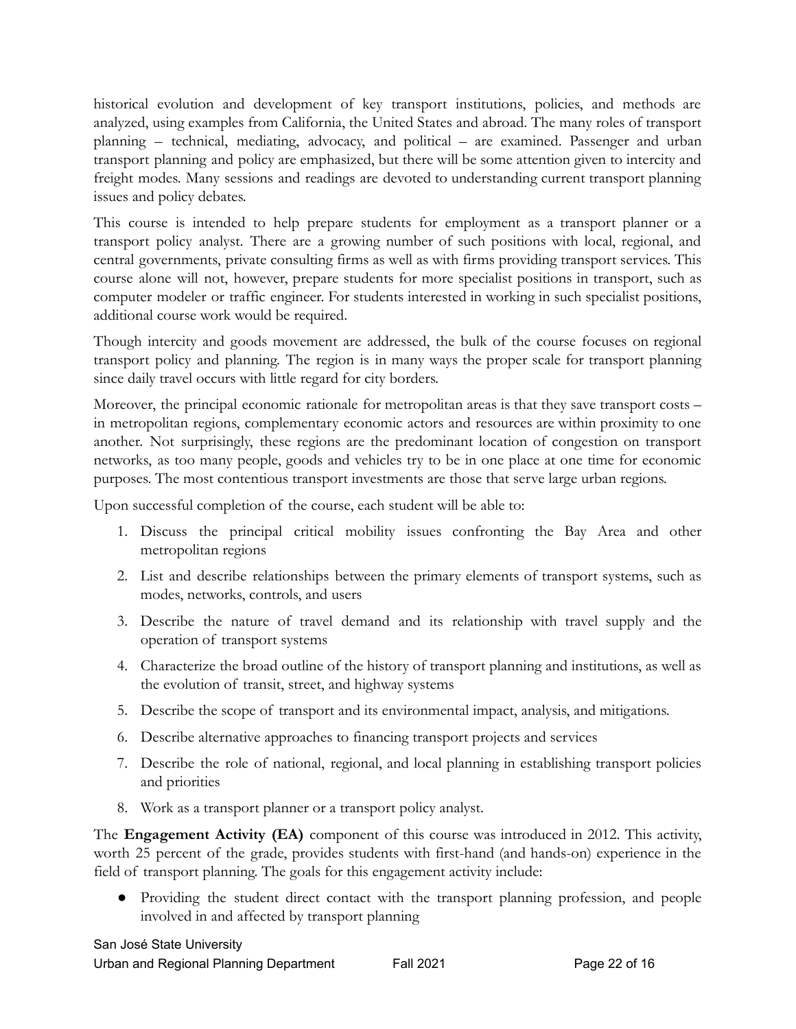historical evolution and development of key transport institutions, policies, and methods are analyzed, using examples from California, the United States and abroad. The many roles of transport planning – technical, mediating, advocacy, and political – are examined. Passenger and urban transport planning and policy are emphasized, but there will be some attention given to intercity and freight modes. Many sessions and readings are devoted to understanding current transport planning issues and policy debates.

This course is intended to help prepare students for employment as a transport planner or a transport policy analyst. There are a growing number of such positions with local, regional, and central governments, private consulting firms as well as with firms providing transport services. This course alone will not, however, prepare students for more specialist positions in transport, such as computer modeler or traffic engineer. For students interested in working in such specialist positions, additional course work would be required.

Though intercity and goods movement are addressed, the bulk of the course focuses on regional transport policy and planning. The region is in many ways the proper scale for transport planning since daily travel occurs with little regard for city borders.

Moreover, the principal economic rationale for metropolitan areas is that they save transport costs – in metropolitan regions, complementary economic actors and resources are within proximity to one another. Not surprisingly, these regions are the predominant location of congestion on transport networks, as too many people, goods and vehicles try to be in one place at one time for economic purposes. The most contentious transport investments are those that serve large urban regions.

Upon successful completion of the course, each student will be able to:

1. Discuss the principal critical mobility issues confronting the Bay Area and other metropolitan regions
2. List and describe relationships between the primary elements of transport systems, such as modes, networks, controls, and users
3. Describe the nature of travel demand and its relationship with travel supply and the operation of transport systems
4. Characterize the broad outline of the history of transport planning and institutions, as well as the evolution of transit, street, and highway systems
5. Describe the scope of transport and its environmental impact, analysis, and mitigations.
6. Describe alternative approaches to financing transport projects and services
7. Describe the role of national, regional, and local planning in establishing transport policies and priorities
8. Work as a transport planner or a transport policy analyst.

The **Engagement Activity (EA)** component of this course was introduced in 2012. This activity, worth 25 percent of the grade, provides students with first-hand (and hands-on) experience in the field of transport planning. The goals for this engagement activity include:

- Providing the student direct contact with the transport planning profession, and people involved in and affected by transport planning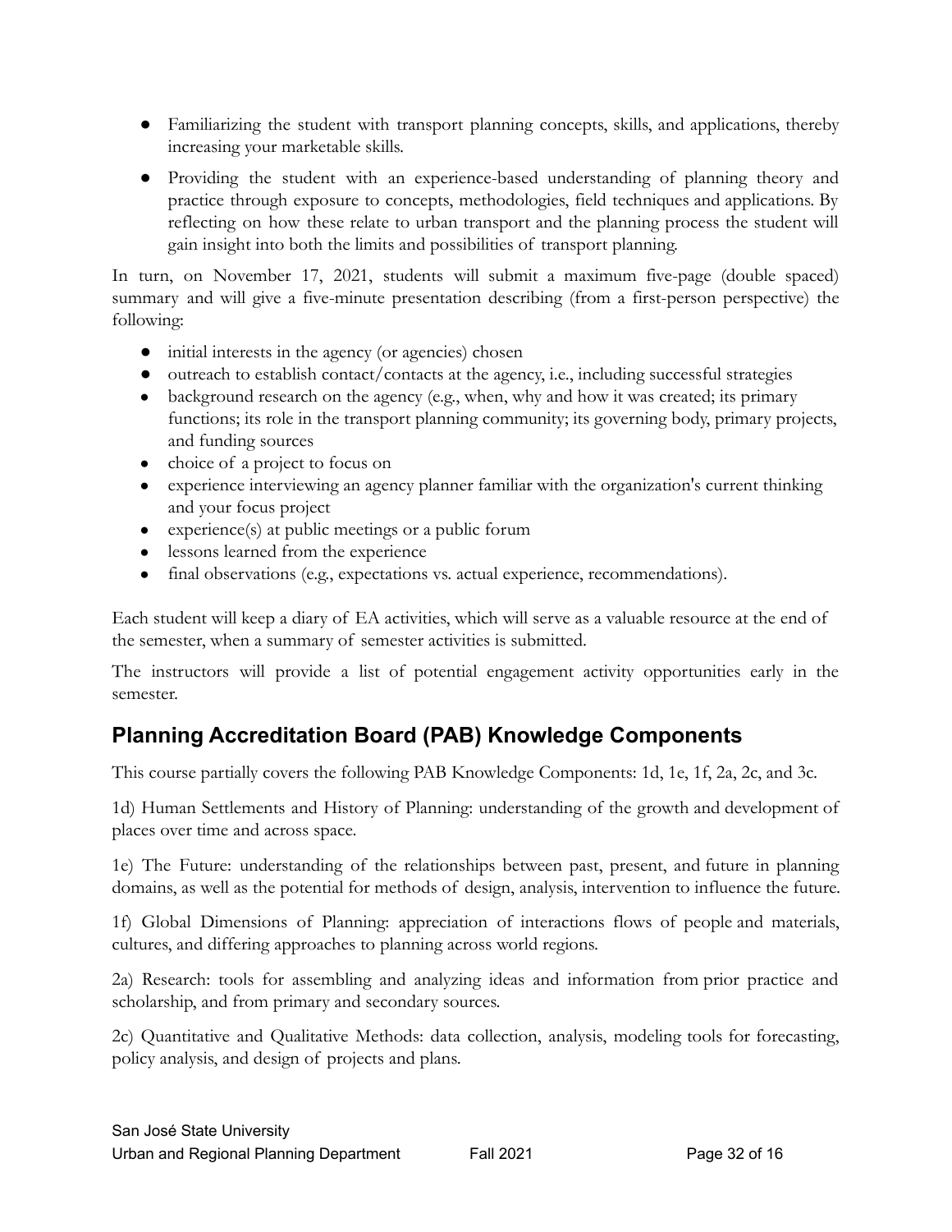- Familiarizing the student with transport planning concepts, skills, and applications, thereby increasing your marketable skills.
- Providing the student with an experience-based understanding of planning theory and practice through exposure to concepts, methodologies, field techniques and applications. By reflecting on how these relate to urban transport and the planning process the student will gain insight into both the limits and possibilities of transport planning.

In turn, on November 17, 2021, students will submit a maximum five-page (double spaced) summary and will give a five-minute presentation describing (from a first-person perspective) the following:

- initial interests in the agency (or agencies) chosen
- outreach to establish contact/contacts at the agency, i.e., including successful strategies
- background research on the agency (e.g., when, why and how it was created; its primary functions; its role in the transport planning community; its governing body, primary projects, and funding sources
- choice of a project to focus on
- experience interviewing an agency planner familiar with the organization's current thinking and your focus project
- experience(s) at public meetings or a public forum
- lessons learned from the experience
- final observations (e.g., expectations vs. actual experience, recommendations).

Each student will keep a diary of EA activities, which will serve as a valuable resource at the end of the semester, when a summary of semester activities is submitted.

The instructors will provide a list of potential engagement activity opportunities early in the semester.

## Planning Accreditation Board (PAB) Knowledge Components

This course partially covers the following PAB Knowledge Components: 1d, 1e, 1f, 2a, 2c, and 3c.

1d) Human Settlements and History of Planning: understanding of the growth and development of places over time and across space.

1e) The Future: understanding of the relationships between past, present, and future in planning domains, as well as the potential for methods of design, analysis, intervention to influence the future.

1f) Global Dimensions of Planning: appreciation of interactions flows of people and materials, cultures, and differing approaches to planning across world regions.

2a) Research: tools for assembling and analyzing ideas and information from prior practice and scholarship, and from primary and secondary sources.

2c) Quantitative and Qualitative Methods: data collection, analysis, modeling tools for forecasting, policy analysis, and design of projects and plans.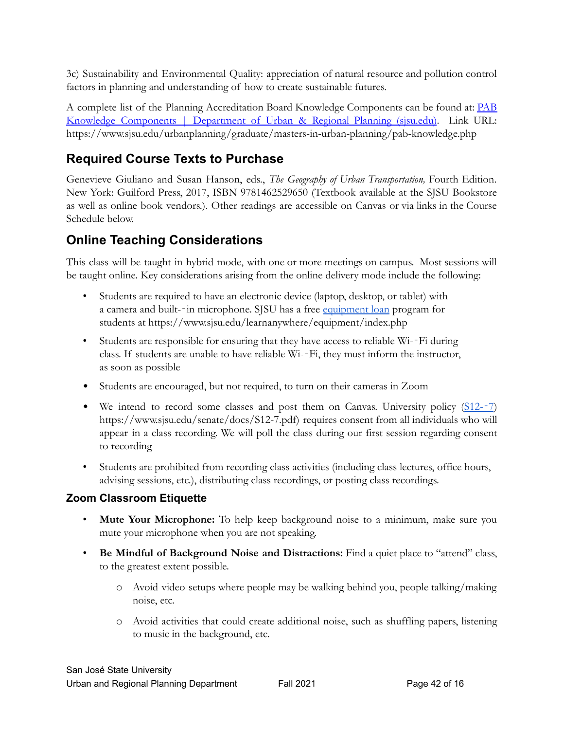3c) Sustainability and Environmental Quality: appreciation of natural resource and pollution control factors in planning and understanding of how to create sustainable futures.

A complete list of the Planning Accreditation Board Knowledge Components can be found at: [PAB Knowledge Components | Department of Urban & Regional Planning (sjsu.edu)](https://www.sjsu.edu/urbanplanning/graduate/masters-in-urban-planning/pab-knowledge.php). Link URL: https://www.sjsu.edu/urbanplanning/graduate/masters-in-urban-planning/pab-knowledge.php

## Required Course Texts to Purchase

Genevieve Giuliano and Susan Hanson, eds., *The Geography of Urban Transportation,* Fourth Edition. New York: Guilford Press, 2017, ISBN 9781462529650 (Textbook available at the SJSU Bookstore as well as online book vendors.). Other readings are accessible on Canvas or via links in the Course Schedule below.

## Online Teaching Considerations

This class will be taught in hybrid mode, with one or more meetings on campus. Most sessions will be taught online. Key considerations arising from the online delivery mode include the following:

- Students are required to have an electronic device (laptop, desktop, or tablet) with a camera and built-‐in microphone. SJSU has a free [equipment loan](https://www.sjsu.edu/learnanywhere/equipment/index.php) program for students at https://www.sjsu.edu/learnanywhere/equipment/index.php
- Students are responsible for ensuring that they have access to reliable Wi-‐Fi during class. If students are unable to have reliable Wi-‐Fi, they must inform the instructor, as soon as possible
- Students are encouraged, but not required, to turn on their cameras in Zoom
- We intend to record some classes and post them on Canvas. University policy ([S12-‐7](https://www.sjsu.edu/senate/docs/S12-7.pdf)) https://www.sjsu.edu/senate/docs/S12-7.pdf) requires consent from all individuals who will appear in a class recording. We will poll the class during our first session regarding consent to recording
- Students are prohibited from recording class activities (including class lectures, office hours, advising sessions, etc.), distributing class recordings, or posting class recordings.

### Zoom Classroom Etiquette

- **Mute Your Microphone:** To help keep background noise to a minimum, make sure you mute your microphone when you are not speaking.
- **Be Mindful of Background Noise and Distractions:** Find a quiet place to "attend" class, to the greatest extent possible.
  - Avoid video setups where people may be walking behind you, people talking/making noise, etc.
  - Avoid activities that could create additional noise, such as shuffling papers, listening to music in the background, etc.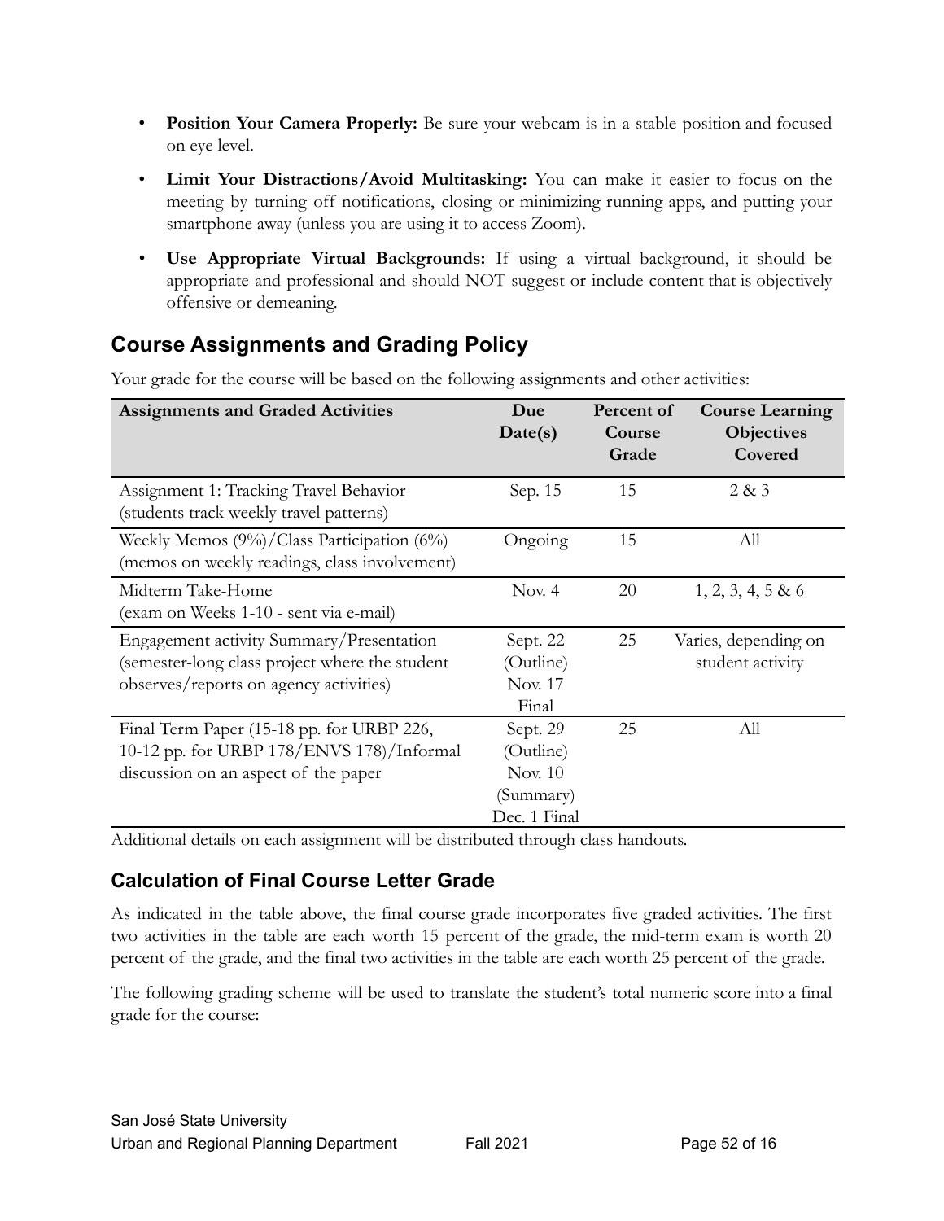- **Position Your Camera Properly:** Be sure your webcam is in a stable position and focused on eye level.
- **Limit Your Distractions/Avoid Multitasking:** You can make it easier to focus on the meeting by turning off notifications, closing or minimizing running apps, and putting your smartphone away (unless you are using it to access Zoom).
- **Use Appropriate Virtual Backgrounds:** If using a virtual background, it should be appropriate and professional and should NOT suggest or include content that is objectively offensive or demeaning.

## Course Assignments and Grading Policy

Your grade for the course will be based on the following assignments and other activities:

| Assignments and Graded Activities | Due Date(s) | Percent of Course Grade | Course Learning Objectives Covered |
|---|---|---|---|
| Assignment 1: Tracking Travel Behavior (students track weekly travel patterns) | Sep. 15 | 15 | 2 & 3 |
| Weekly Memos (9%)/Class Participation (6%) (memos on weekly readings, class involvement) | Ongoing | 15 | All |
| Midterm Take-Home (exam on Weeks 1-10 - sent via e-mail) | Nov. 4 | 20 | 1, 2, 3, 4, 5 & 6 |
| Engagement activity Summary/Presentation (semester-long class project where the student observes/reports on agency activities) | Sept. 22 (Outline) Nov. 17 Final | 25 | Varies, depending on student activity |
| Final Term Paper (15-18 pp. for URBP 226, 10-12 pp. for URBP 178/ENVS 178)/Informal discussion on an aspect of the paper | Sept. 29 (Outline) Nov. 10 (Summary) Dec. 1 Final | 25 | All |

Additional details on each assignment will be distributed through class handouts.

### Calculation of Final Course Letter Grade

As indicated in the table above, the final course grade incorporates five graded activities. The first two activities in the table are each worth 15 percent of the grade, the mid-term exam is worth 20 percent of the grade, and the final two activities in the table are each worth 25 percent of the grade.

The following grading scheme will be used to translate the student's total numeric score into a final grade for the course: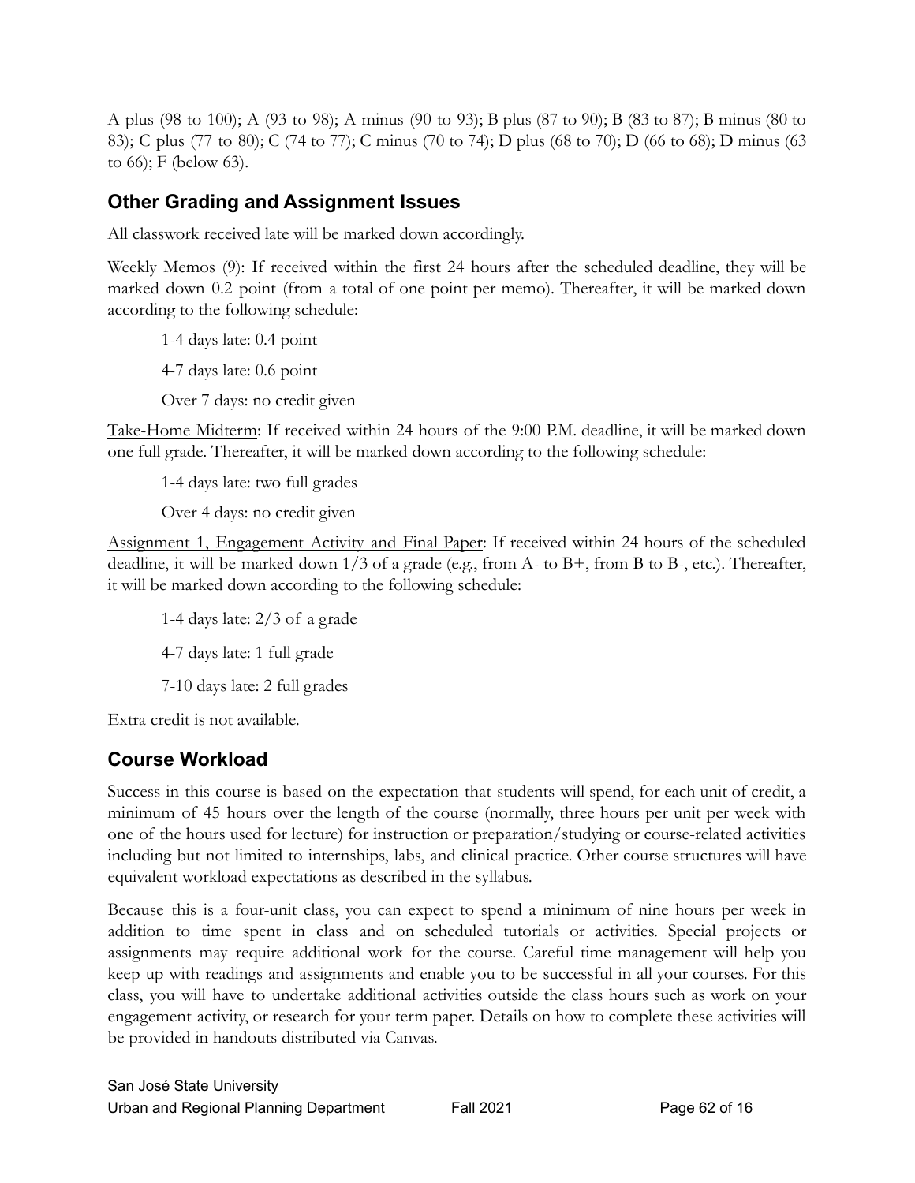A plus (98 to 100); A (93 to 98); A minus (90 to 93); B plus (87 to 90); B (83 to 87); B minus (80 to 83); C plus (77 to 80); C (74 to 77); C minus (70 to 74); D plus (68 to 70); D (66 to 68); D minus (63 to 66); F (below 63).

## Other Grading and Assignment Issues

All classwork received late will be marked down accordingly.

Weekly Memos (9): If received within the first 24 hours after the scheduled deadline, they will be marked down 0.2 point (from a total of one point per memo). Thereafter, it will be marked down according to the following schedule:

1-4 days late: 0.4 point

4-7 days late: 0.6 point

Over 7 days: no credit given

Take-Home Midterm: If received within 24 hours of the 9:00 P.M. deadline, it will be marked down one full grade. Thereafter, it will be marked down according to the following schedule:

1-4 days late: two full grades

Over 4 days: no credit given

Assignment 1, Engagement Activity and Final Paper: If received within 24 hours of the scheduled deadline, it will be marked down 1/3 of a grade (e.g., from A- to B+, from B to B-, etc.). Thereafter, it will be marked down according to the following schedule:

1-4 days late: 2/3 of a grade

4-7 days late: 1 full grade

7-10 days late: 2 full grades

Extra credit is not available.

## Course Workload

Success in this course is based on the expectation that students will spend, for each unit of credit, a minimum of 45 hours over the length of the course (normally, three hours per unit per week with one of the hours used for lecture) for instruction or preparation/studying or course-related activities including but not limited to internships, labs, and clinical practice. Other course structures will have equivalent workload expectations as described in the syllabus.

Because this is a four-unit class, you can expect to spend a minimum of nine hours per week in addition to time spent in class and on scheduled tutorials or activities. Special projects or assignments may require additional work for the course. Careful time management will help you keep up with readings and assignments and enable you to be successful in all your courses. For this class, you will have to undertake additional activities outside the class hours such as work on your engagement activity, or research for your term paper. Details on how to complete these activities will be provided in handouts distributed via Canvas.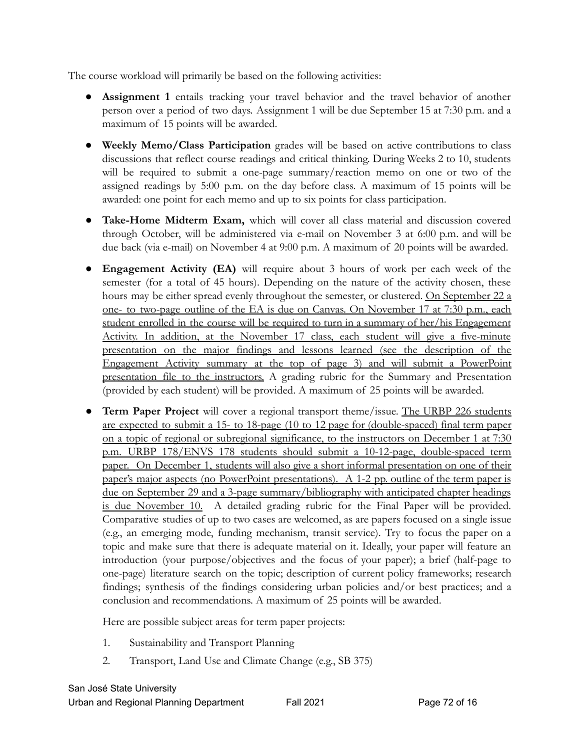The course workload will primarily be based on the following activities:

- **Assignment 1** entails tracking your travel behavior and the travel behavior of another person over a period of two days. Assignment 1 will be due September 15 at 7:30 p.m. and a maximum of 15 points will be awarded.
- **Weekly Memo/Class Participation** grades will be based on active contributions to class discussions that reflect course readings and critical thinking. During Weeks 2 to 10, students will be required to submit a one-page summary/reaction memo on one or two of the assigned readings by 5:00 p.m. on the day before class. A maximum of 15 points will be awarded: one point for each memo and up to six points for class participation.
- **Take-Home Midterm Exam,** which will cover all class material and discussion covered through October, will be administered via e-mail on November 3 at 6:00 p.m. and will be due back (via e-mail) on November 4 at 9:00 p.m. A maximum of 20 points will be awarded.
- **Engagement Activity (EA)** will require about 3 hours of work per each week of the semester (for a total of 45 hours). Depending on the nature of the activity chosen, these hours may be either spread evenly throughout the semester, or clustered. On September 22 a one- to two-page outline of the EA is due on Canvas. On November 17 at 7:30 p.m., each student enrolled in the course will be required to turn in a summary of her/his Engagement Activity. In addition, at the November 17 class, each student will give a five-minute presentation on the major findings and lessons learned (see the description of the Engagement Activity summary at the top of page 3) and will submit a PowerPoint presentation file to the instructors. A grading rubric for the Summary and Presentation (provided by each student) will be provided. A maximum of 25 points will be awarded.
- **Term Paper Project** will cover a regional transport theme/issue. The URBP 226 students are expected to submit a 15- to 18-page (10 to 12 page for (double-spaced) final term paper on a topic of regional or subregional significance, to the instructors on December 1 at 7:30 p.m. URBP 178/ENVS 178 students should submit a 10-12-page, double-spaced term paper. On December 1, students will also give a short informal presentation on one of their paper's major aspects (no PowerPoint presentations). A 1-2 pp. outline of the term paper is due on September 29 and a 3-page summary/bibliography with anticipated chapter headings is due November 10. A detailed grading rubric for the Final Paper will be provided. Comparative studies of up to two cases are welcomed, as are papers focused on a single issue (e.g., an emerging mode, funding mechanism, transit service). Try to focus the paper on a topic and make sure that there is adequate material on it. Ideally, your paper will feature an introduction (your purpose/objectives and the focus of your paper); a brief (half-page to one-page) literature search on the topic; description of current policy frameworks; research findings; synthesis of the findings considering urban policies and/or best practices; and a conclusion and recommendations. A maximum of 25 points will be awarded.

  Here are possible subject areas for term paper projects:

  1. Sustainability and Transport Planning
  2. Transport, Land Use and Climate Change (e.g., SB 375)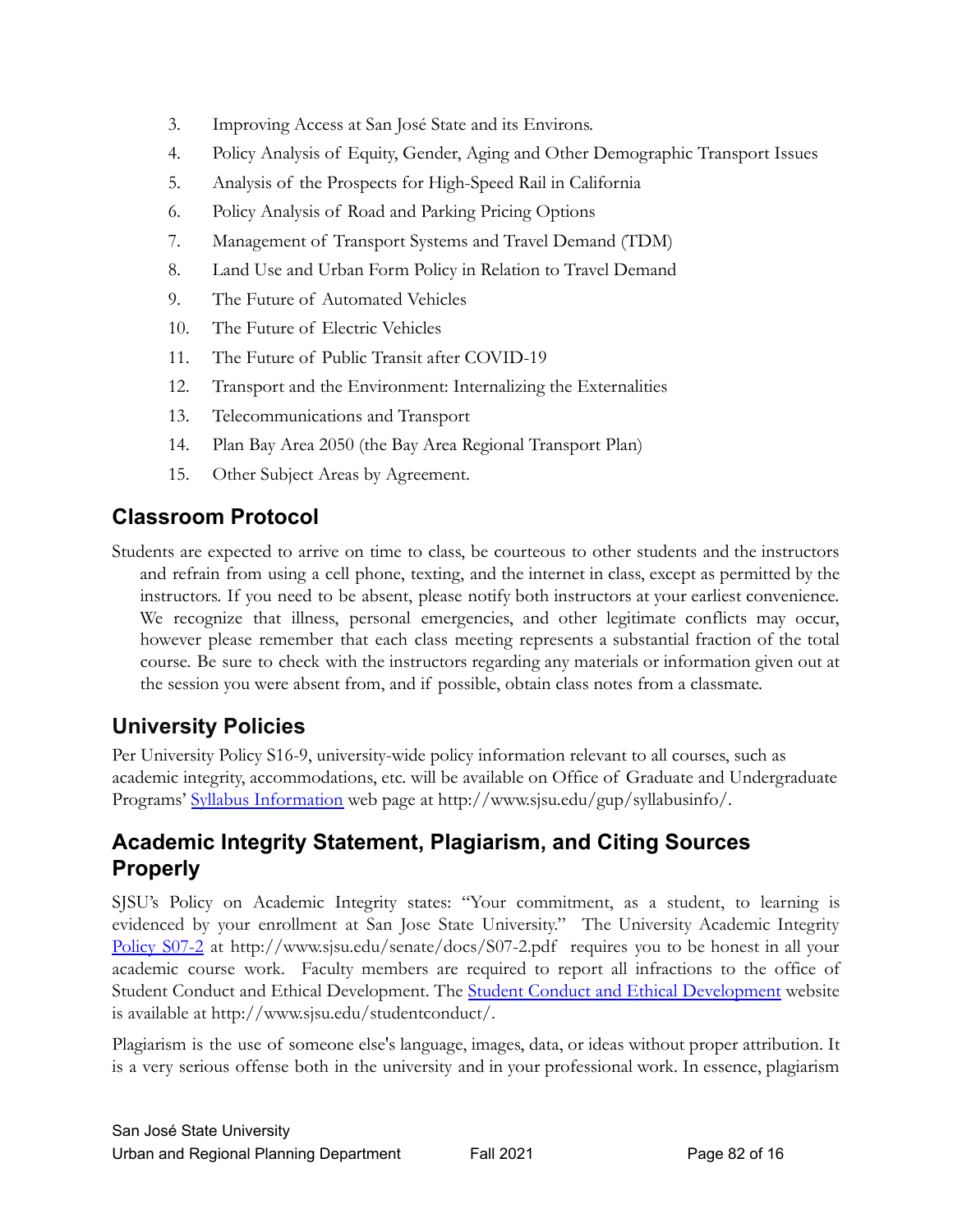3. Improving Access at San José State and its Environs.
4. Policy Analysis of Equity, Gender, Aging and Other Demographic Transport Issues
5. Analysis of the Prospects for High-Speed Rail in California
6. Policy Analysis of Road and Parking Pricing Options
7. Management of Transport Systems and Travel Demand (TDM)
8. Land Use and Urban Form Policy in Relation to Travel Demand
9. The Future of Automated Vehicles
10. The Future of Electric Vehicles
11. The Future of Public Transit after COVID-19
12. Transport and the Environment: Internalizing the Externalities
13. Telecommunications and Transport
14. Plan Bay Area 2050 (the Bay Area Regional Transport Plan)
15. Other Subject Areas by Agreement.

## Classroom Protocol

Students are expected to arrive on time to class, be courteous to other students and the instructors and refrain from using a cell phone, texting, and the internet in class, except as permitted by the instructors. If you need to be absent, please notify both instructors at your earliest convenience. We recognize that illness, personal emergencies, and other legitimate conflicts may occur, however please remember that each class meeting represents a substantial fraction of the total course. Be sure to check with the instructors regarding any materials or information given out at the session you were absent from, and if possible, obtain class notes from a classmate.

## University Policies

Per University Policy S16-9, university-wide policy information relevant to all courses, such as academic integrity, accommodations, etc. will be available on Office of Graduate and Undergraduate Programs' Syllabus Information web page at http://www.sjsu.edu/gup/syllabusinfo/.

## Academic Integrity Statement, Plagiarism, and Citing Sources Properly

SJSU's Policy on Academic Integrity states: "Your commitment, as a student, to learning is evidenced by your enrollment at San Jose State University." The University Academic Integrity Policy S07-2 at http://www.sjsu.edu/senate/docs/S07-2.pdf requires you to be honest in all your academic course work. Faculty members are required to report all infractions to the office of Student Conduct and Ethical Development. The Student Conduct and Ethical Development website is available at http://www.sjsu.edu/studentconduct/.

Plagiarism is the use of someone else's language, images, data, or ideas without proper attribution. It is a very serious offense both in the university and in your professional work. In essence, plagiarism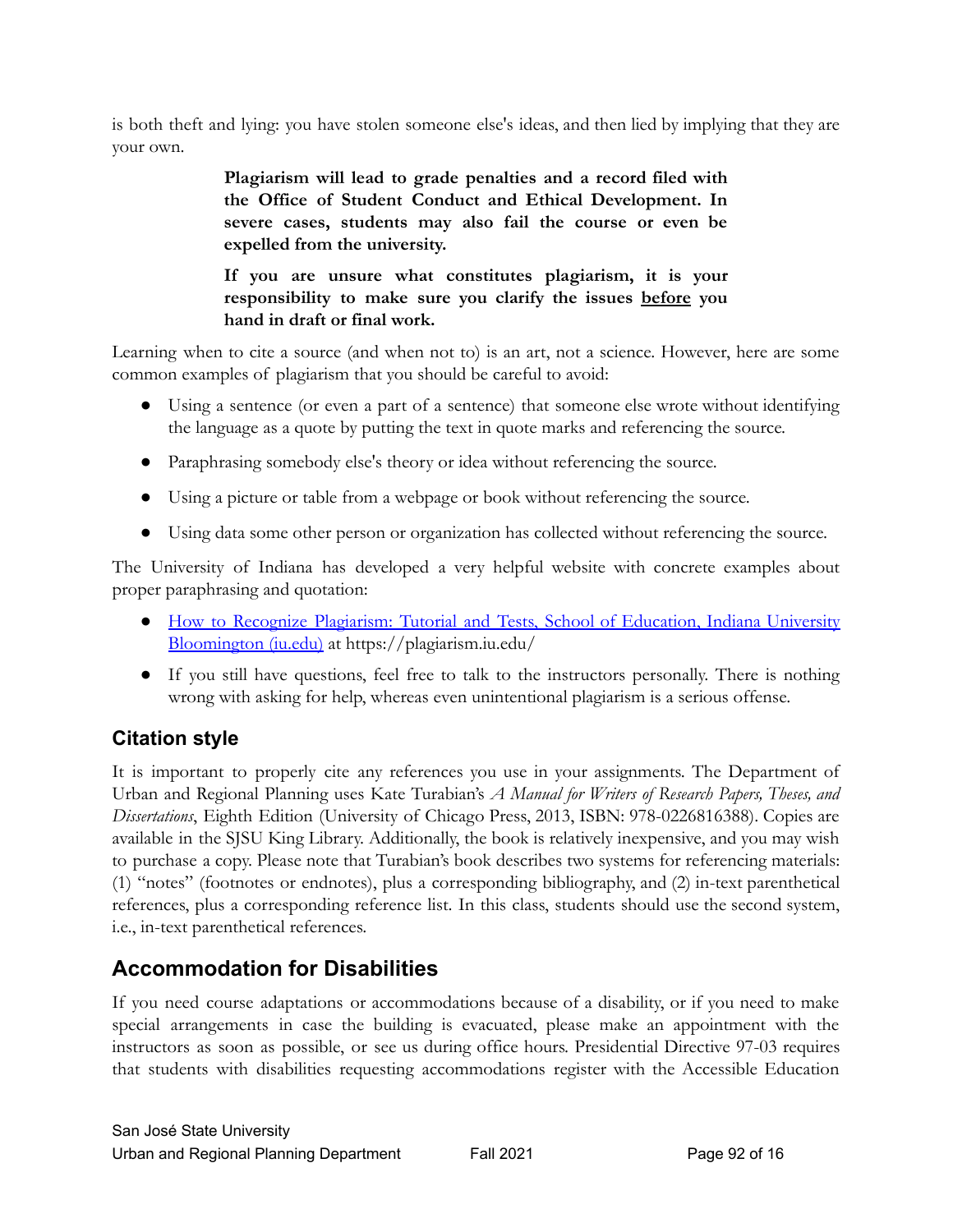is both theft and lying: you have stolen someone else's ideas, and then lied by implying that they are your own.

> **Plagiarism will lead to grade penalties and a record filed with the Office of Student Conduct and Ethical Development. In severe cases, students may also fail the course or even be expelled from the university.**
>
> **If you are unsure what constitutes plagiarism, it is your responsibility to make sure you clarify the issues <u>before</u> you hand in draft or final work.**

Learning when to cite a source (and when not to) is an art, not a science. However, here are some common examples of plagiarism that you should be careful to avoid:

- Using a sentence (or even a part of a sentence) that someone else wrote without identifying the language as a quote by putting the text in quote marks and referencing the source.
- Paraphrasing somebody else's theory or idea without referencing the source.
- Using a picture or table from a webpage or book without referencing the source.
- Using data some other person or organization has collected without referencing the source.

The University of Indiana has developed a very helpful website with concrete examples about proper paraphrasing and quotation:

- [How to Recognize Plagiarism: Tutorial and Tests, School of Education, Indiana University Bloomington (iu.edu)](https://plagiarism.iu.edu/) at https://plagiarism.iu.edu/
- If you still have questions, feel free to talk to the instructors personally. There is nothing wrong with asking for help, whereas even unintentional plagiarism is a serious offense.

## Citation style

It is important to properly cite any references you use in your assignments. The Department of Urban and Regional Planning uses Kate Turabian's *A Manual for Writers of Research Papers, Theses, and Dissertations*, Eighth Edition (University of Chicago Press, 2013, ISBN: 978-0226816388). Copies are available in the SJSU King Library. Additionally, the book is relatively inexpensive, and you may wish to purchase a copy. Please note that Turabian's book describes two systems for referencing materials: (1) "notes" (footnotes or endnotes), plus a corresponding bibliography, and (2) in-text parenthetical references, plus a corresponding reference list. In this class, students should use the second system, i.e., in-text parenthetical references.

## Accommodation for Disabilities

If you need course adaptations or accommodations because of a disability, or if you need to make special arrangements in case the building is evacuated, please make an appointment with the instructors as soon as possible, or see us during office hours. Presidential Directive 97-03 requires that students with disabilities requesting accommodations register with the Accessible Education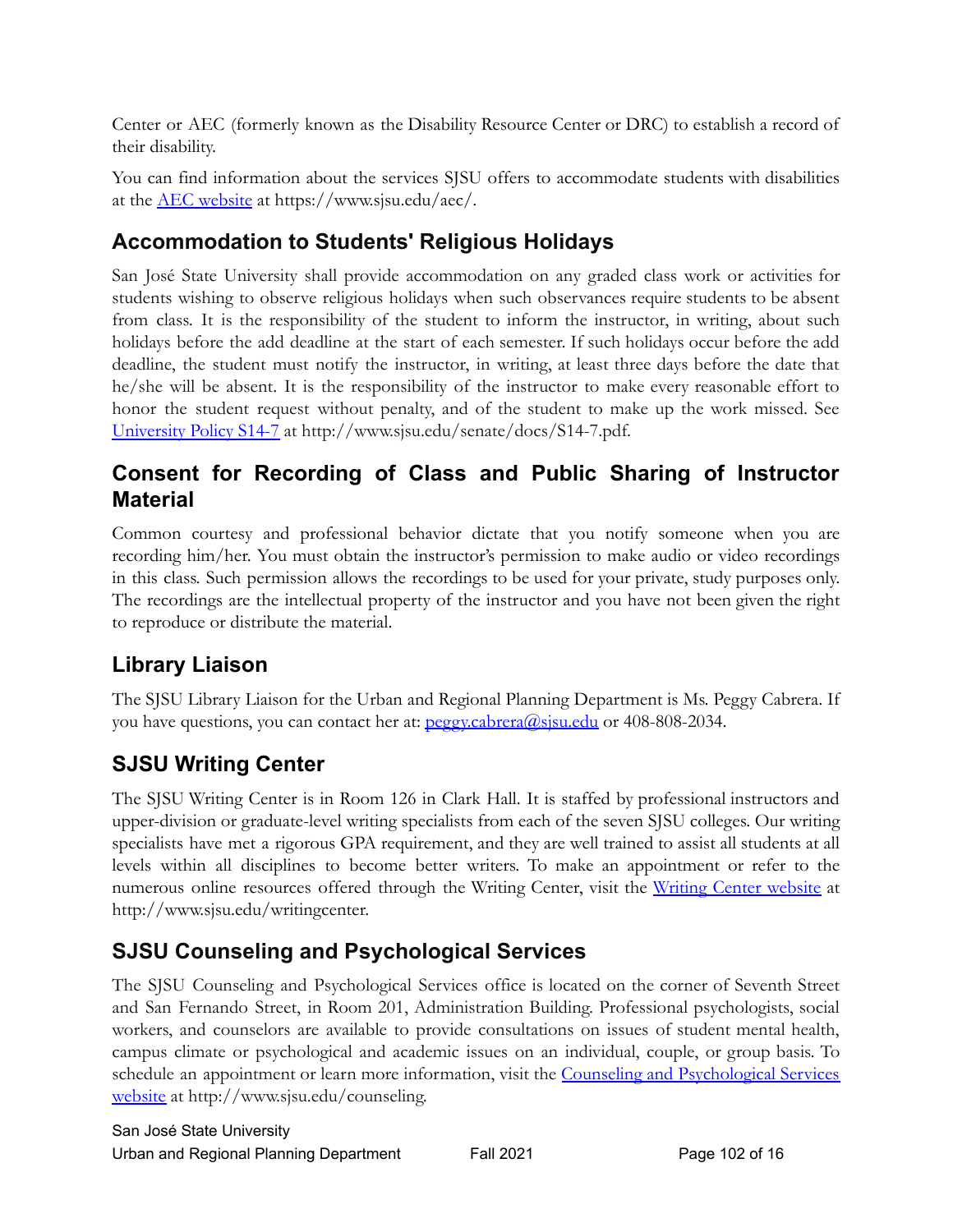Center or AEC (formerly known as the Disability Resource Center or DRC) to establish a record of their disability.

You can find information about the services SJSU offers to accommodate students with disabilities at the [AEC website](https://www.sjsu.edu/aec/) at https://www.sjsu.edu/aec/.

## Accommodation to Students' Religious Holidays

San José State University shall provide accommodation on any graded class work or activities for students wishing to observe religious holidays when such observances require students to be absent from class. It is the responsibility of the student to inform the instructor, in writing, about such holidays before the add deadline at the start of each semester. If such holidays occur before the add deadline, the student must notify the instructor, in writing, at least three days before the date that he/she will be absent. It is the responsibility of the instructor to make every reasonable effort to honor the student request without penalty, and of the student to make up the work missed. See [University Policy S14-7](http://www.sjsu.edu/senate/docs/S14-7.pdf) at http://www.sjsu.edu/senate/docs/S14-7.pdf.

## Consent for Recording of Class and Public Sharing of Instructor Material

Common courtesy and professional behavior dictate that you notify someone when you are recording him/her. You must obtain the instructor's permission to make audio or video recordings in this class. Such permission allows the recordings to be used for your private, study purposes only. The recordings are the intellectual property of the instructor and you have not been given the right to reproduce or distribute the material.

## Library Liaison

The SJSU Library Liaison for the Urban and Regional Planning Department is Ms. Peggy Cabrera. If you have questions, you can contact her at: [peggy.cabrera@sjsu.edu](mailto:peggy.cabrera@sjsu.edu) or 408-808-2034.

## SJSU Writing Center

The SJSU Writing Center is in Room 126 in Clark Hall. It is staffed by professional instructors and upper-division or graduate-level writing specialists from each of the seven SJSU colleges. Our writing specialists have met a rigorous GPA requirement, and they are well trained to assist all students at all levels within all disciplines to become better writers. To make an appointment or refer to the numerous online resources offered through the Writing Center, visit the [Writing Center website](http://www.sjsu.edu/writingcenter) at http://www.sjsu.edu/writingcenter.

## SJSU Counseling and Psychological Services

The SJSU Counseling and Psychological Services office is located on the corner of Seventh Street and San Fernando Street, in Room 201, Administration Building. Professional psychologists, social workers, and counselors are available to provide consultations on issues of student mental health, campus climate or psychological and academic issues on an individual, couple, or group basis. To schedule an appointment or learn more information, visit the [Counseling and Psychological Services website](http://www.sjsu.edu/counseling) at http://www.sjsu.edu/counseling.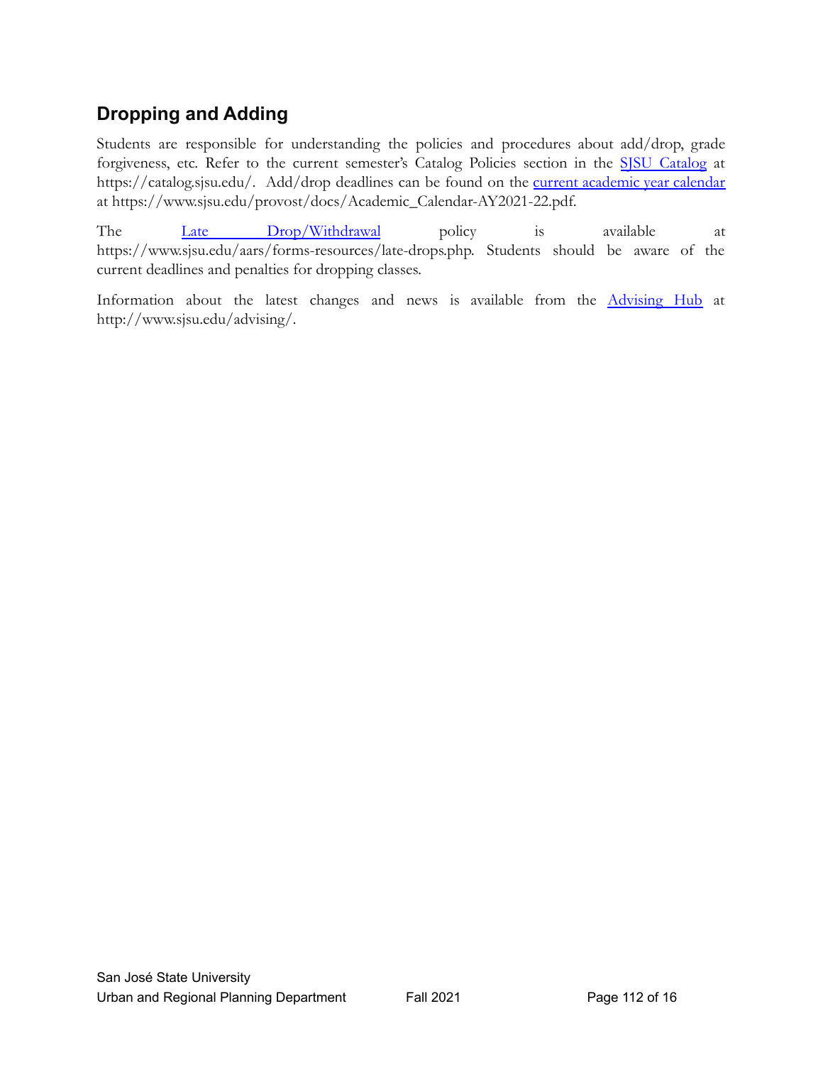## Dropping and Adding

Students are responsible for understanding the policies and procedures about add/drop, grade forgiveness, etc. Refer to the current semester's Catalog Policies section in the [SJSU Catalog](https://catalog.sjsu.edu/) at https://catalog.sjsu.edu/. Add/drop deadlines can be found on the [current academic year calendar](https://www.sjsu.edu/provost/docs/Academic_Calendar-AY2021-22.pdf) at https://www.sjsu.edu/provost/docs/Academic_Calendar-AY2021-22.pdf.

The [Late Drop/Withdrawal](https://www.sjsu.edu/aars/forms-resources/late-drops.php) policy is available at https://www.sjsu.edu/aars/forms-resources/late-drops.php. Students should be aware of the current deadlines and penalties for dropping classes.

Information about the latest changes and news is available from the [Advising Hub](http://www.sjsu.edu/advising/) at http://www.sjsu.edu/advising/.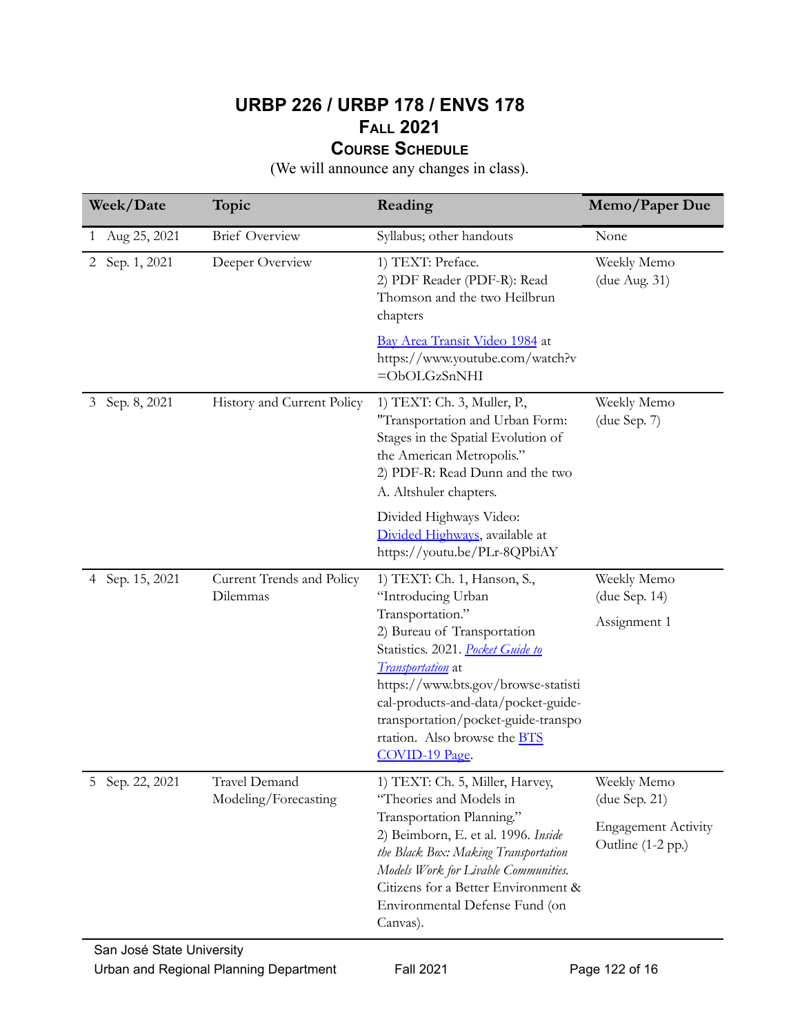# URBP 226 / URBP 178 / ENVS 178
## Fall 2021
### Course Schedule

(We will announce any changes in class).

| Week/Date | Topic | Reading | Memo/Paper Due |
|---|---|---|---|
| 1 Aug 25, 2021 | Brief Overview | Syllabus; other handouts | None |
| 2 Sep. 1, 2021 | Deeper Overview | 1) TEXT: Preface.<br>2) PDF Reader (PDF-R): Read Thomson and the two Heilbrun chapters<br><br>[Bay Area Transit Video 1984](https://www.youtube.com/watch?v=ObOLGzSnNHI) at https://www.youtube.com/watch?v=ObOLGzSnNHI | Weekly Memo (due Aug. 31) |
| 3 Sep. 8, 2021 | History and Current Policy | 1) TEXT: Ch. 3, Muller, P., "Transportation and Urban Form: Stages in the Spatial Evolution of the American Metropolis."<br>2) PDF-R: Read Dunn and the two A. Altshuler chapters.<br><br>Divided Highways Video: [Divided Highways](https://youtu.be/PLr-8QPbiAY), available at https://youtu.be/PLr-8QPbiAY | Weekly Memo (due Sep. 7) |
| 4 Sep. 15, 2021 | Current Trends and Policy Dilemmas | 1) TEXT: Ch. 1, Hanson, S., "Introducing Urban Transportation."<br>2) Bureau of Transportation Statistics. 2021. *[Pocket Guide to Transportation](https://www.bts.gov/browse-statistical-products-and-data/pocket-guide-transportation/pocket-guide-transportation)* at https://www.bts.gov/browse-statistical-products-and-data/pocket-guide-transportation/pocket-guide-transportation. Also browse the [BTS COVID-19 Page](). | Weekly Memo (due Sep. 14)<br><br>Assignment 1 |
| 5 Sep. 22, 2021 | Travel Demand Modeling/Forecasting | 1) TEXT: Ch. 5, Miller, Harvey, "Theories and Models in Transportation Planning."<br>2) Beimborn, E. et al. 1996. *Inside the Black Box: Making Transportation Models Work for Livable Communities.* Citizens for a Better Environment & Environmental Defense Fund (on Canvas). | Weekly Memo (due Sep. 21)<br><br>Engagement Activity Outline (1-2 pp.) |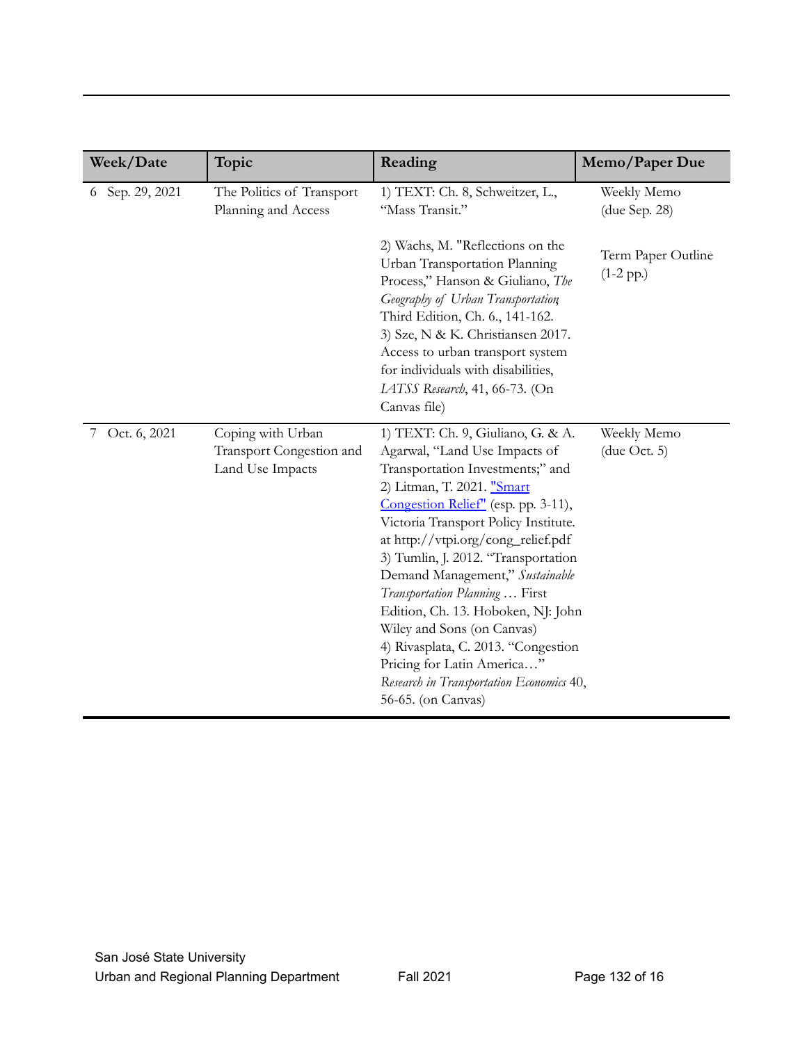| Week/Date | Topic | Reading | Memo/Paper Due |
|---|---|---|---|
| 6 Sep. 29, 2021 | The Politics of Transport Planning and Access | 1) TEXT: Ch. 8, Schweitzer, L., "Mass Transit."<br><br>2) Wachs, M. "Reflections on the Urban Transportation Planning Process," Hanson & Giuliano, *The Geography of Urban Transportation*, Third Edition, Ch. 6., 141-162.<br>3) Sze, N & K. Christiansen 2017. Access to urban transport system for individuals with disabilities, *IATSS Research*, 41, 66-73. (On Canvas file) | Weekly Memo (due Sep. 28)<br><br>Term Paper Outline (1-2 pp.) |
| 7 Oct. 6, 2021 | Coping with Urban Transport Congestion and Land Use Impacts | 1) TEXT: Ch. 9, Giuliano, G. & A. Agarwal, "Land Use Impacts of Transportation Investments;" and<br>2) Litman, T. 2021. "Smart Congestion Relief" (esp. pp. 3-11), Victoria Transport Policy Institute. at http://vtpi.org/cong_relief.pdf<br>3) Tumlin, J. 2012. "Transportation Demand Management," *Sustainable Transportation Planning* … First Edition, Ch. 13. Hoboken, NJ: John Wiley and Sons (on Canvas)<br>4) Rivasplata, C. 2013. "Congestion Pricing for Latin America…" *Research in Transportation Economics* 40, 56-65. (on Canvas) | Weekly Memo (due Oct. 5) |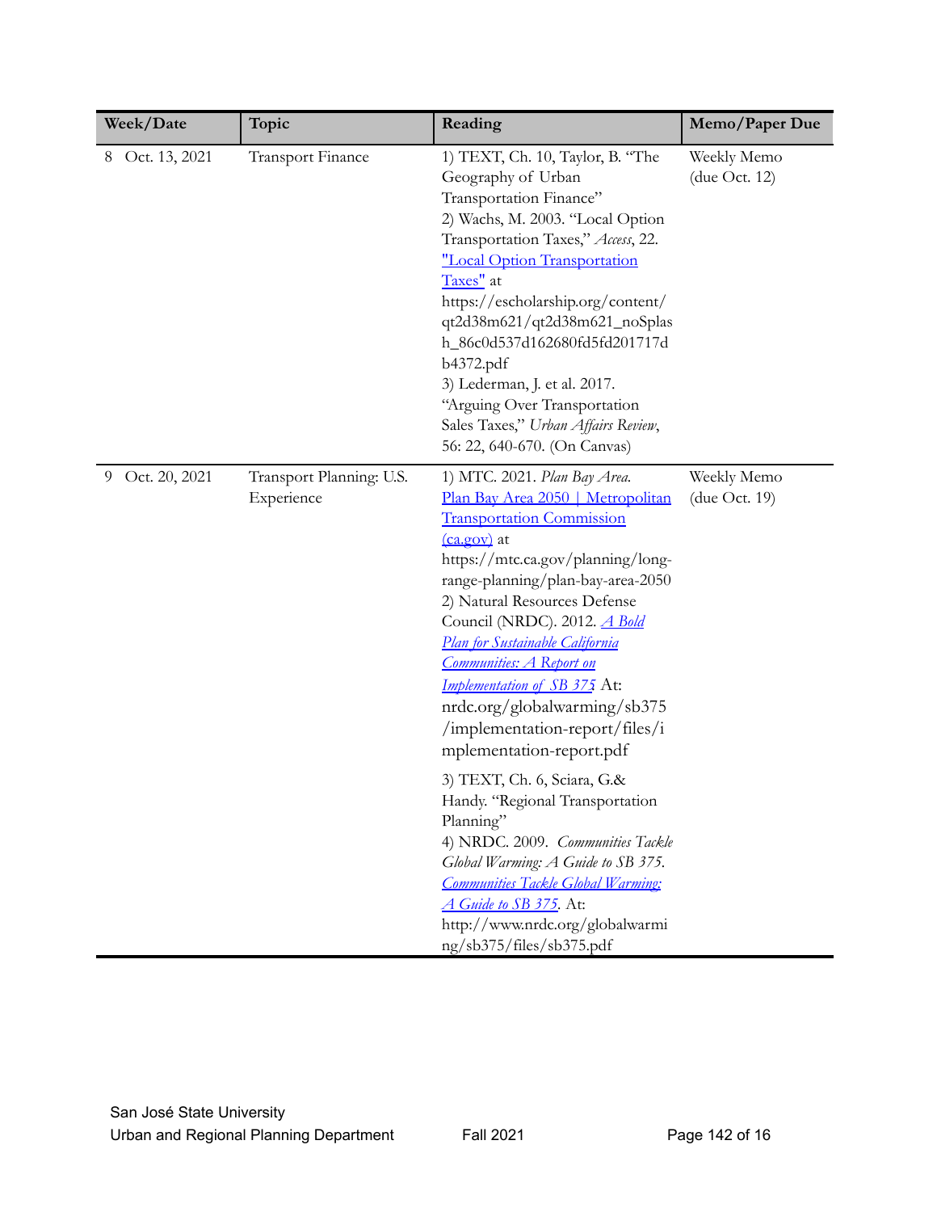| Week/Date | Topic | Reading | Memo/Paper Due |
|---|---|---|---|
| 8 Oct. 13, 2021 | Transport Finance | 1) TEXT, Ch. 10, Taylor, B. "The Geography of Urban Transportation Finance"<br>2) Wachs, M. 2003. "Local Option Transportation Taxes," *Access*, 22. ["Local Option Transportation Taxes"](https://escholarship.org/content/qt2d38m621/qt2d38m621_noSplash_86c0d537d162680fd5fd201717db4372.pdf) at https://escholarship.org/content/qt2d38m621/qt2d38m621_noSplash_86c0d537d162680fd5fd201717db4372.pdf<br>3) Lederman, J. et al. 2017. "Arguing Over Transportation Sales Taxes," *Urban Affairs Review*, 56: 22, 640-670. (On Canvas) | Weekly Memo (due Oct. 12) |
| 9 Oct. 20, 2021 | Transport Planning: U.S. Experience | 1) MTC. 2021. *Plan Bay Area.* [Plan Bay Area 2050 \| Metropolitan Transportation Commission (ca.gov)](https://mtc.ca.gov/planning/long-range-planning/plan-bay-area-2050) at https://mtc.ca.gov/planning/long-range-planning/plan-bay-area-2050<br>2) Natural Resources Defense Council (NRDC). 2012. [*A Bold Plan for Sustainable California Communities: A Report on Implementation of SB 375*](nrdc.org/globalwarming/sb375/implementation-report/files/implementation-report.pdf) At: nrdc.org/globalwarming/sb375/implementation-report/files/implementation-report.pdf<br>3) TEXT, Ch. 6, Sciara, G.& Handy. "Regional Transportation Planning"<br>4) NRDC. 2009. *Communities Tackle Global Warming: A Guide to SB 375*. [*Communities Tackle Global Warming: A Guide to SB 375*](http://www.nrdc.org/globalwarming/sb375/files/sb375.pdf). At: http://www.nrdc.org/globalwarming/sb375/files/sb375.pdf | Weekly Memo (due Oct. 19) |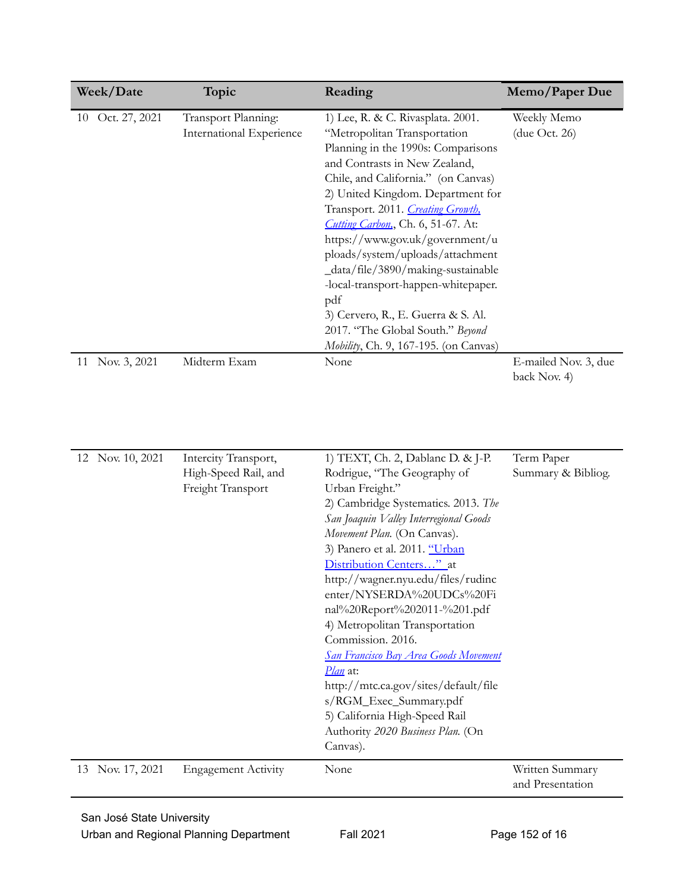| Week/Date | Topic | Reading | Memo/Paper Due |
|---|---|---|---|
| 10 Oct. 27, 2021 | Transport Planning: International Experience | 1) Lee, R. & C. Rivasplata. 2001. "Metropolitan Transportation Planning in the 1990s: Comparisons and Contrasts in New Zealand, Chile, and California." (on Canvas)<br>2) United Kingdom. Department for Transport. 2011. *Creating Growth, Cutting Carbon*, Ch. 6, 51-67. At: https://www.gov.uk/government/uploads/system/uploads/attachment_data/file/3890/making-sustainable-local-transport-happen-whitepaper.pdf<br>3) Cervero, R., E. Guerra & S. Al. 2017. "The Global South." *Beyond Mobility*, Ch. 9, 167-195. (on Canvas) | Weekly Memo (due Oct. 26) |
| 11 Nov. 3, 2021 | Midterm Exam | None | E-mailed Nov. 3, due back Nov. 4) |
| 12 Nov. 10, 2021 | Intercity Transport, High-Speed Rail, and Freight Transport | 1) TEXT, Ch. 2, Dablanc D. & J-P. Rodrigue, "The Geography of Urban Freight."<br>2) Cambridge Systematics. 2013. *The San Joaquin Valley Interregional Goods Movement Plan.* (On Canvas).<br>3) Panero et al. 2011. "Urban Distribution Centers…" at http://wagner.nyu.edu/files/rudincenter/NYSERDA%20UDCs%20Final%20Report%202011-%201.pdf<br>4) Metropolitan Transportation Commission. 2016. *San Francisco Bay Area Goods Movement Plan* at: http://mtc.ca.gov/sites/default/files/RGM_Exec_Summary.pdf<br>5) California High-Speed Rail Authority *2020 Business Plan.* (On Canvas). | Term Paper Summary & Bibliog. |
| 13 Nov. 17, 2021 | Engagement Activity | None | Written Summary and Presentation |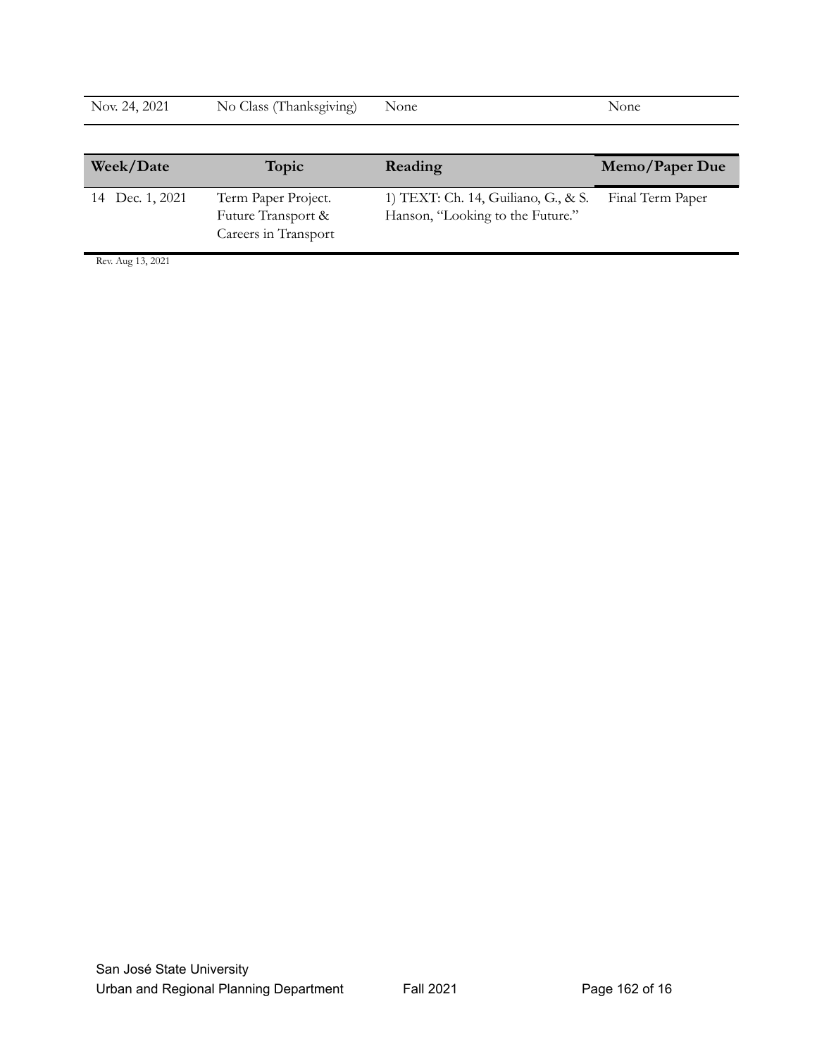| | | | |
|---|---|---|---|
| Nov. 24, 2021 | No Class (Thanksgiving) | None | None |

| Week/Date | Topic | Reading | Memo/Paper Due |
|---|---|---|---|
| 14 Dec. 1, 2021 | Term Paper Project. Future Transport & Careers in Transport | 1) TEXT: Ch. 14, Guiliano, G., & S. Hanson, "Looking to the Future." | Final Term Paper |

Rev. Aug 13, 2021